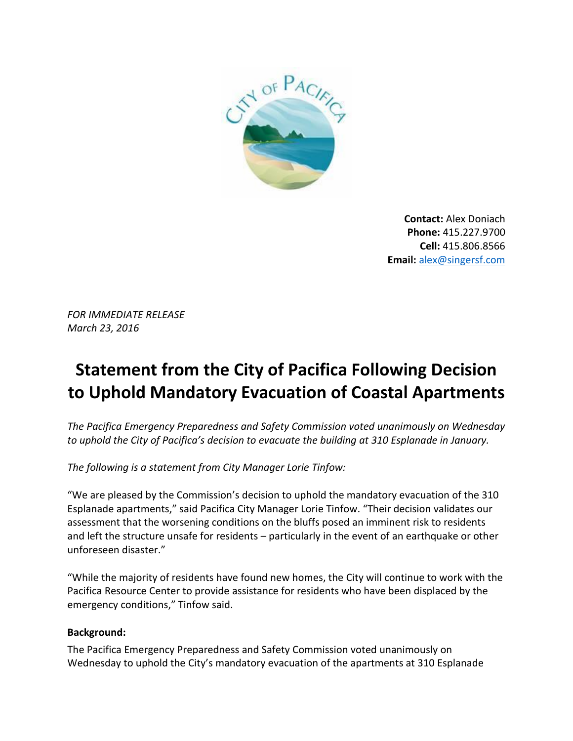**Contact:** Alex Doniach
**Phone:** 415.227.9700
**Cell:** 415.806.8566
**Email:** alex@singersf.com

*FOR IMMEDIATE RELEASE*
*March 23, 2016*

# Statement from the City of Pacifica Following Decision to Uphold Mandatory Evacuation of Coastal Apartments

*The Pacifica Emergency Preparedness and Safety Commission voted unanimously on Wednesday to uphold the City of Pacifica's decision to evacuate the building at 310 Esplanade in January.*

*The following is a statement from City Manager Lorie Tinfow:*

"We are pleased by the Commission's decision to uphold the mandatory evacuation of the 310 Esplanade apartments," said Pacifica City Manager Lorie Tinfow. "Their decision validates our assessment that the worsening conditions on the bluffs posed an imminent risk to residents and left the structure unsafe for residents – particularly in the event of an earthquake or other unforeseen disaster."

"While the majority of residents have found new homes, the City will continue to work with the Pacifica Resource Center to provide assistance for residents who have been displaced by the emergency conditions," Tinfow said.

**Background:**

The Pacifica Emergency Preparedness and Safety Commission voted unanimously on Wednesday to uphold the City's mandatory evacuation of the apartments at 310 Esplanade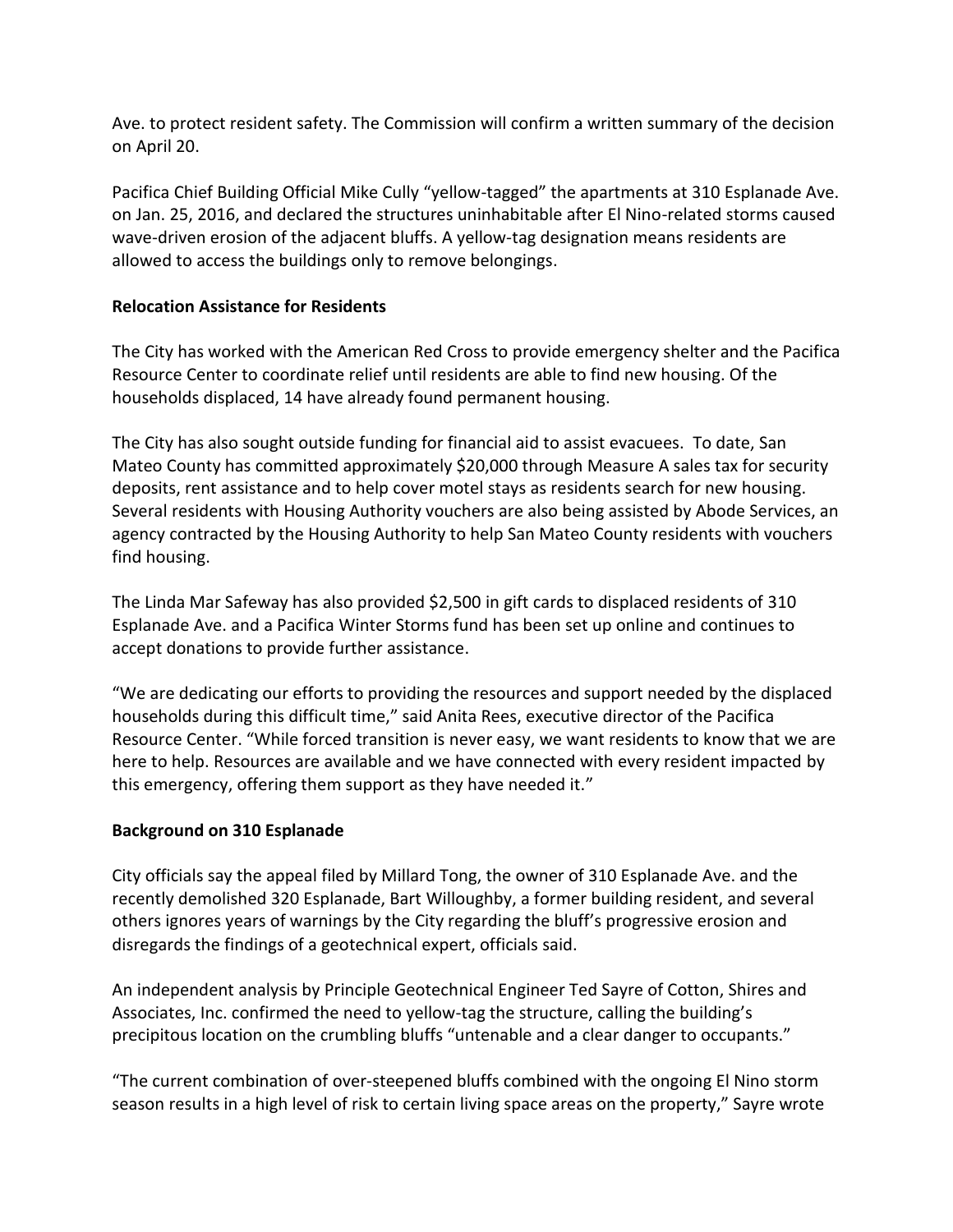Ave. to protect resident safety. The Commission will confirm a written summary of the decision on April 20.

Pacifica Chief Building Official Mike Cully "yellow-tagged" the apartments at 310 Esplanade Ave. on Jan. 25, 2016, and declared the structures uninhabitable after El Nino-related storms caused wave-driven erosion of the adjacent bluffs. A yellow-tag designation means residents are allowed to access the buildings only to remove belongings.

**Relocation Assistance for Residents**

The City has worked with the American Red Cross to provide emergency shelter and the Pacifica Resource Center to coordinate relief until residents are able to find new housing. Of the households displaced, 14 have already found permanent housing.

The City has also sought outside funding for financial aid to assist evacuees. To date, San Mateo County has committed approximately $20,000 through Measure A sales tax for security deposits, rent assistance and to help cover motel stays as residents search for new housing. Several residents with Housing Authority vouchers are also being assisted by Abode Services, an agency contracted by the Housing Authority to help San Mateo County residents with vouchers find housing.

The Linda Mar Safeway has also provided $2,500 in gift cards to displaced residents of 310 Esplanade Ave. and a Pacifica Winter Storms fund has been set up online and continues to accept donations to provide further assistance.

"We are dedicating our efforts to providing the resources and support needed by the displaced households during this difficult time," said Anita Rees, executive director of the Pacifica Resource Center. "While forced transition is never easy, we want residents to know that we are here to help. Resources are available and we have connected with every resident impacted by this emergency, offering them support as they have needed it."

**Background on 310 Esplanade**

City officials say the appeal filed by Millard Tong, the owner of 310 Esplanade Ave. and the recently demolished 320 Esplanade, Bart Willoughby, a former building resident, and several others ignores years of warnings by the City regarding the bluff's progressive erosion and disregards the findings of a geotechnical expert, officials said.

An independent analysis by Principle Geotechnical Engineer Ted Sayre of Cotton, Shires and Associates, Inc. confirmed the need to yellow-tag the structure, calling the building's precipitous location on the crumbling bluffs "untenable and a clear danger to occupants."

"The current combination of over-steepened bluffs combined with the ongoing El Nino storm season results in a high level of risk to certain living space areas on the property," Sayre wrote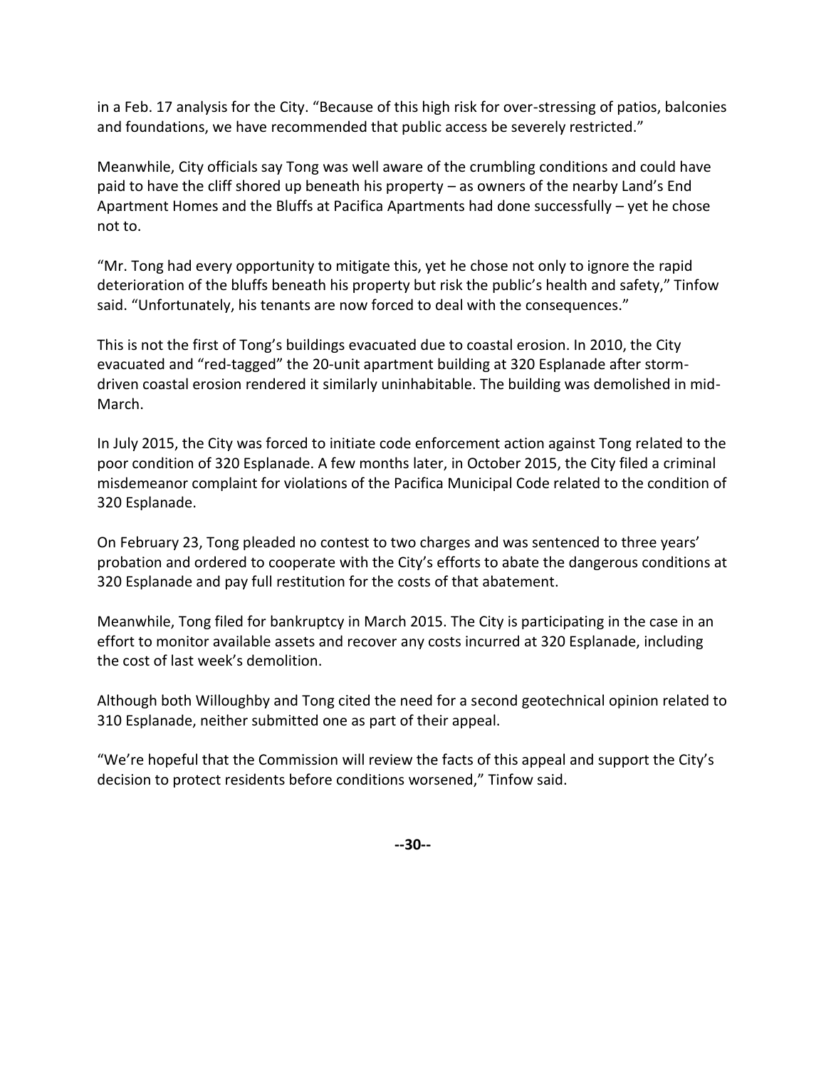in a Feb. 17 analysis for the City. "Because of this high risk for over-stressing of patios, balconies and foundations, we have recommended that public access be severely restricted."

Meanwhile, City officials say Tong was well aware of the crumbling conditions and could have paid to have the cliff shored up beneath his property – as owners of the nearby Land's End Apartment Homes and the Bluffs at Pacifica Apartments had done successfully – yet he chose not to.

"Mr. Tong had every opportunity to mitigate this, yet he chose not only to ignore the rapid deterioration of the bluffs beneath his property but risk the public's health and safety," Tinfow said. "Unfortunately, his tenants are now forced to deal with the consequences."

This is not the first of Tong's buildings evacuated due to coastal erosion. In 2010, the City evacuated and "red-tagged" the 20-unit apartment building at 320 Esplanade after storm-driven coastal erosion rendered it similarly uninhabitable. The building was demolished in mid-March.

In July 2015, the City was forced to initiate code enforcement action against Tong related to the poor condition of 320 Esplanade. A few months later, in October 2015, the City filed a criminal misdemeanor complaint for violations of the Pacifica Municipal Code related to the condition of 320 Esplanade.

On February 23, Tong pleaded no contest to two charges and was sentenced to three years' probation and ordered to cooperate with the City's efforts to abate the dangerous conditions at 320 Esplanade and pay full restitution for the costs of that abatement.

Meanwhile, Tong filed for bankruptcy in March 2015. The City is participating in the case in an effort to monitor available assets and recover any costs incurred at 320 Esplanade, including the cost of last week's demolition.

Although both Willoughby and Tong cited the need for a second geotechnical opinion related to 310 Esplanade, neither submitted one as part of their appeal.

"We're hopeful that the Commission will review the facts of this appeal and support the City's decision to protect residents before conditions worsened," Tinfow said.

**--30--**